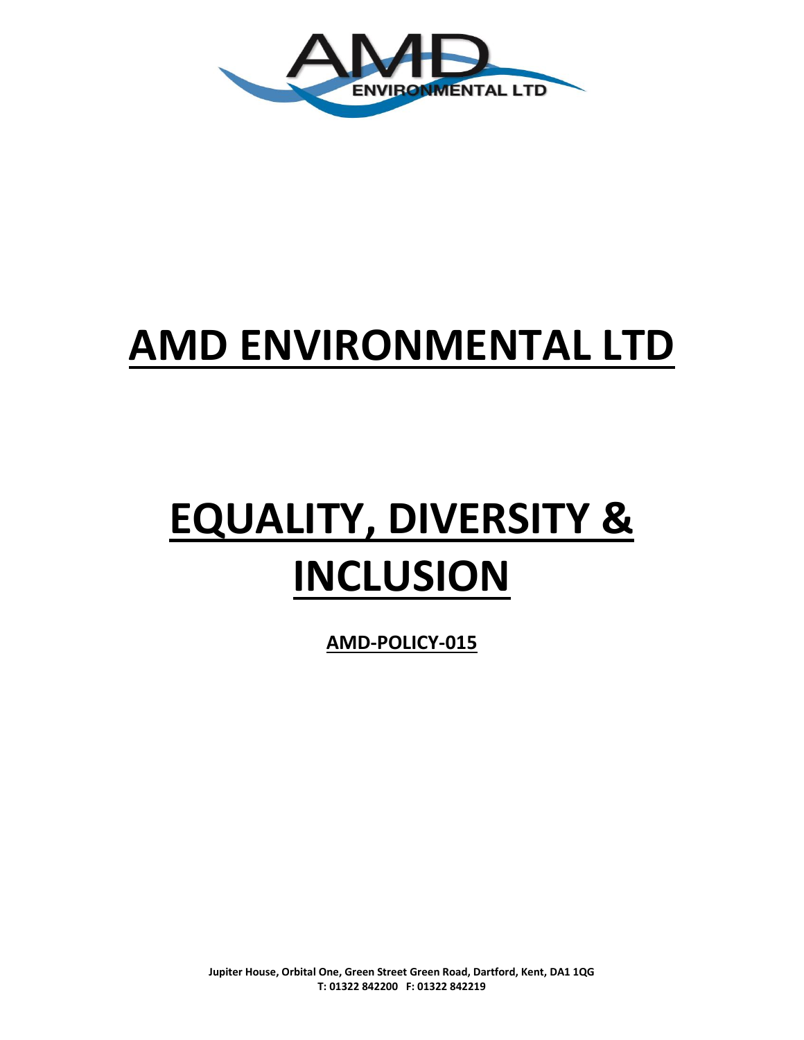# AMD ENVIRONMENTAL LTD

# EQUALITY, DIVERSITY & INCLUSION

**AMD-POLICY-015**

**Jupiter House, Orbital One, Green Street Green Road, Dartford, Kent, DA1 1QG**
**T: 01322 842200 F: 01322 842219**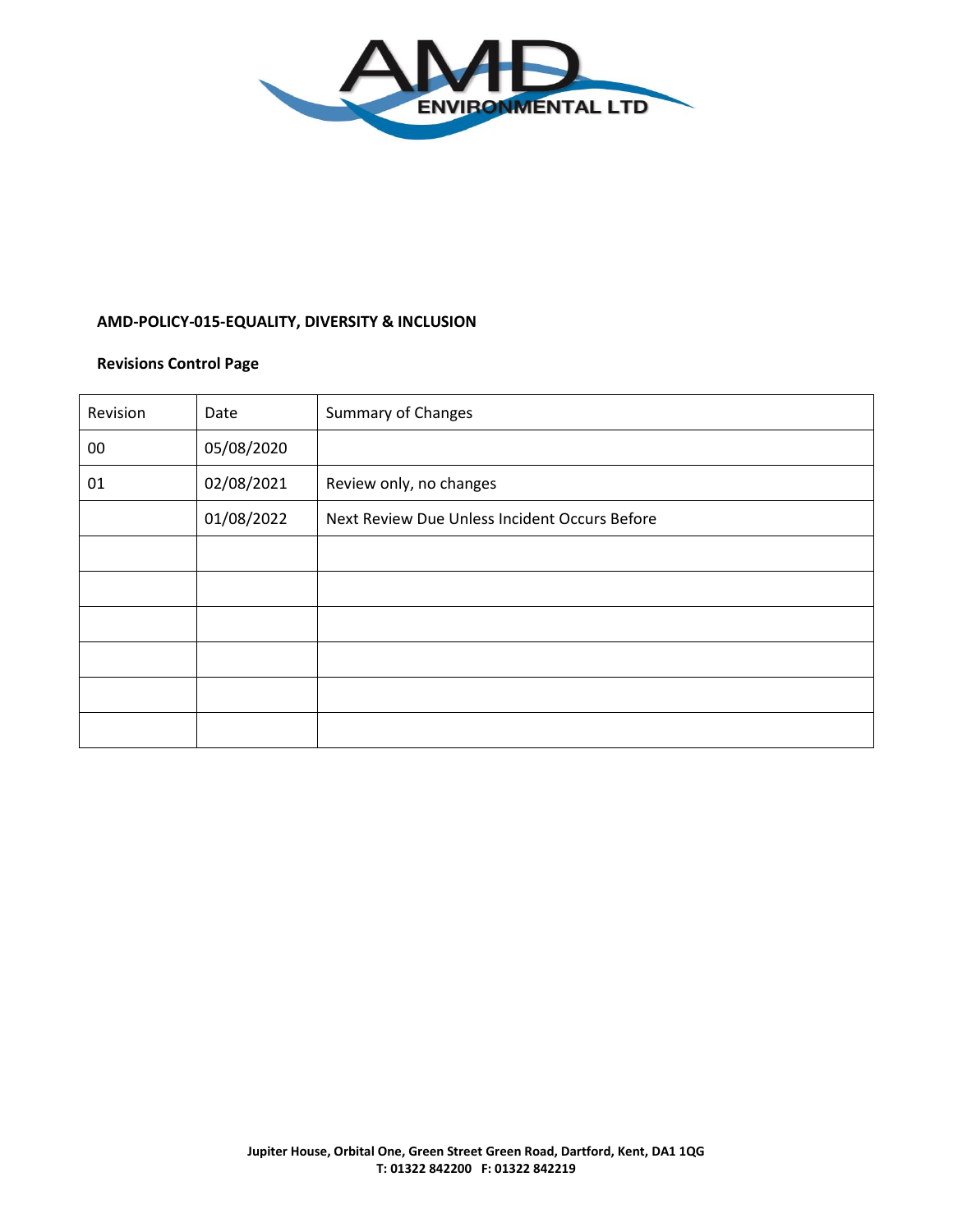**AMD-POLICY-015-EQUALITY, DIVERSITY & INCLUSION**

**Revisions Control Page**

| Revision | Date | Summary of Changes |
|---|---|---|
| 00 | 05/08/2020 | |
| 01 | 02/08/2021 | Review only, no changes |
| | 01/08/2022 | Next Review Due Unless Incident Occurs Before |
| | | |
| | | |
| | | |
| | | |
| | | |
| | | |

**Jupiter House, Orbital One, Green Street Green Road, Dartford, Kent, DA1 1QG**
**T: 01322 842200 F: 01322 842219**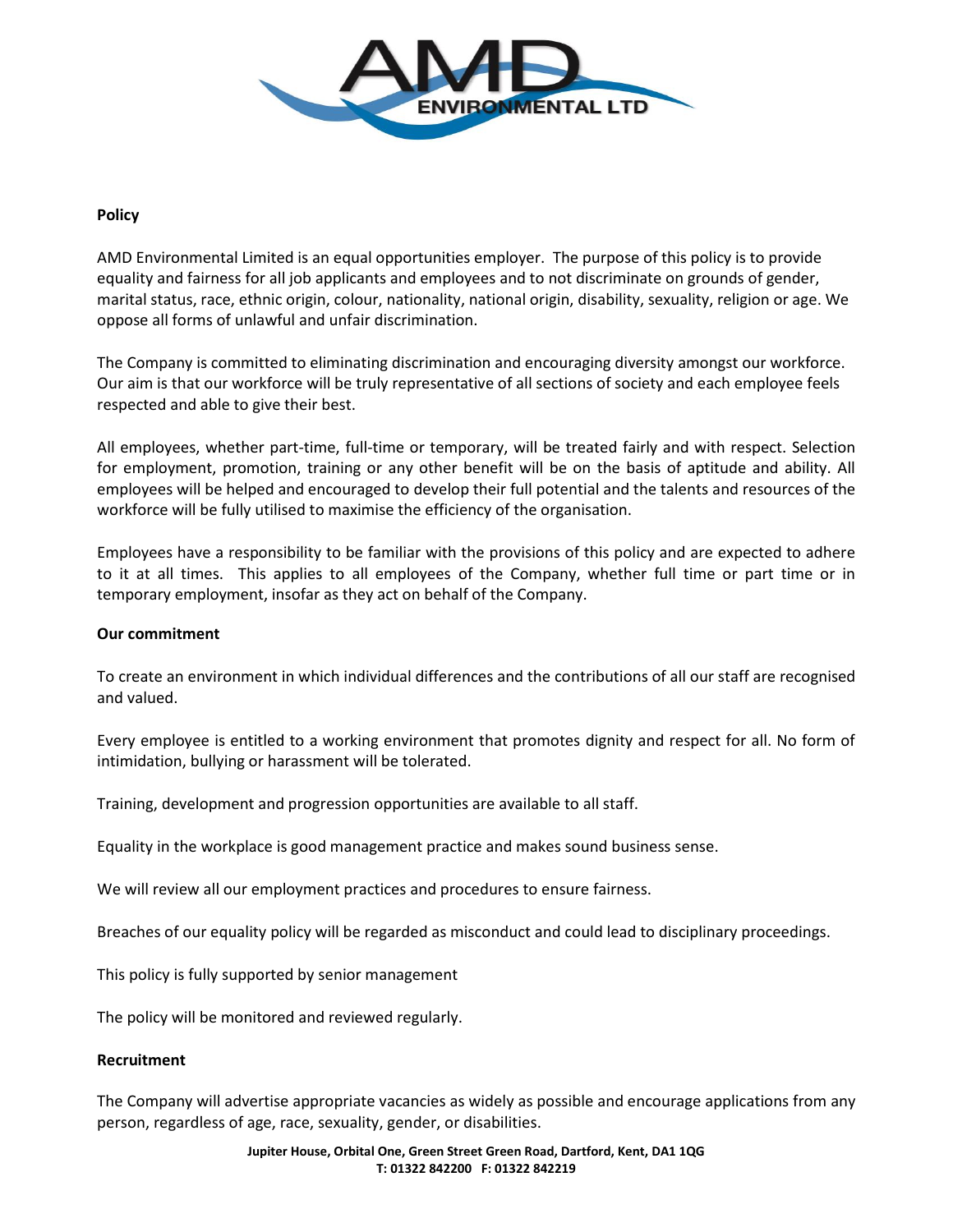**Policy**

AMD Environmental Limited is an equal opportunities employer. The purpose of this policy is to provide equality and fairness for all job applicants and employees and to not discriminate on grounds of gender, marital status, race, ethnic origin, colour, nationality, national origin, disability, sexuality, religion or age. We oppose all forms of unlawful and unfair discrimination.

The Company is committed to eliminating discrimination and encouraging diversity amongst our workforce. Our aim is that our workforce will be truly representative of all sections of society and each employee feels respected and able to give their best.

All employees, whether part-time, full-time or temporary, will be treated fairly and with respect. Selection for employment, promotion, training or any other benefit will be on the basis of aptitude and ability. All employees will be helped and encouraged to develop their full potential and the talents and resources of the workforce will be fully utilised to maximise the efficiency of the organisation.

Employees have a responsibility to be familiar with the provisions of this policy and are expected to adhere to it at all times. This applies to all employees of the Company, whether full time or part time or in temporary employment, insofar as they act on behalf of the Company.

**Our commitment**

To create an environment in which individual differences and the contributions of all our staff are recognised and valued.

Every employee is entitled to a working environment that promotes dignity and respect for all. No form of intimidation, bullying or harassment will be tolerated.

Training, development and progression opportunities are available to all staff.

Equality in the workplace is good management practice and makes sound business sense.

We will review all our employment practices and procedures to ensure fairness.

Breaches of our equality policy will be regarded as misconduct and could lead to disciplinary proceedings.

This policy is fully supported by senior management

The policy will be monitored and reviewed regularly.

**Recruitment**

The Company will advertise appropriate vacancies as widely as possible and encourage applications from any person, regardless of age, race, sexuality, gender, or disabilities.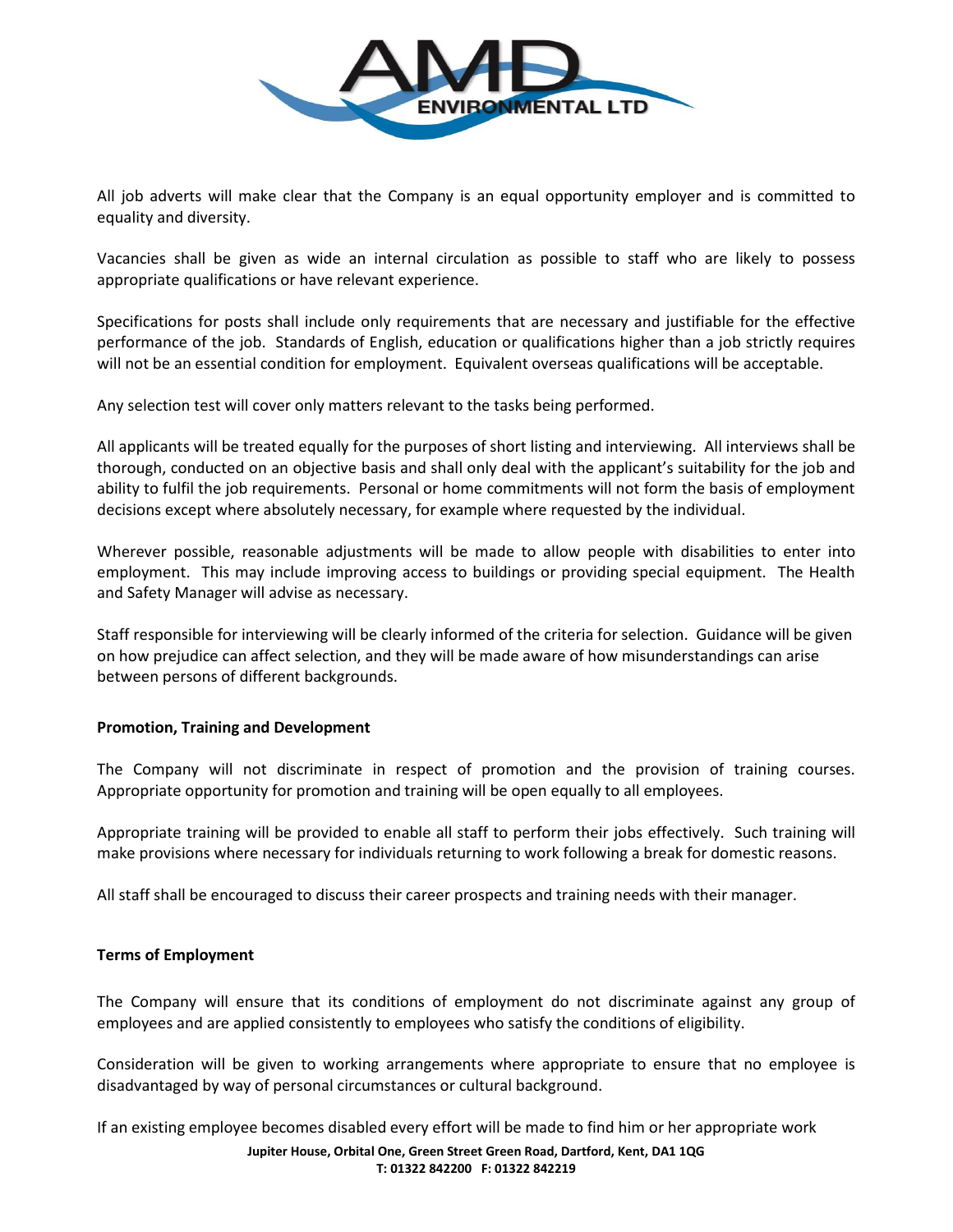All job adverts will make clear that the Company is an equal opportunity employer and is committed to equality and diversity.

Vacancies shall be given as wide an internal circulation as possible to staff who are likely to possess appropriate qualifications or have relevant experience.

Specifications for posts shall include only requirements that are necessary and justifiable for the effective performance of the job. Standards of English, education or qualifications higher than a job strictly requires will not be an essential condition for employment. Equivalent overseas qualifications will be acceptable.

Any selection test will cover only matters relevant to the tasks being performed.

All applicants will be treated equally for the purposes of short listing and interviewing. All interviews shall be thorough, conducted on an objective basis and shall only deal with the applicant's suitability for the job and ability to fulfil the job requirements. Personal or home commitments will not form the basis of employment decisions except where absolutely necessary, for example where requested by the individual.

Wherever possible, reasonable adjustments will be made to allow people with disabilities to enter into employment. This may include improving access to buildings or providing special equipment. The Health and Safety Manager will advise as necessary.

Staff responsible for interviewing will be clearly informed of the criteria for selection. Guidance will be given on how prejudice can affect selection, and they will be made aware of how misunderstandings can arise between persons of different backgrounds.

**Promotion, Training and Development**

The Company will not discriminate in respect of promotion and the provision of training courses. Appropriate opportunity for promotion and training will be open equally to all employees.

Appropriate training will be provided to enable all staff to perform their jobs effectively. Such training will make provisions where necessary for individuals returning to work following a break for domestic reasons.

All staff shall be encouraged to discuss their career prospects and training needs with their manager.

**Terms of Employment**

The Company will ensure that its conditions of employment do not discriminate against any group of employees and are applied consistently to employees who satisfy the conditions of eligibility.

Consideration will be given to working arrangements where appropriate to ensure that no employee is disadvantaged by way of personal circumstances or cultural background.

If an existing employee becomes disabled every effort will be made to find him or her appropriate work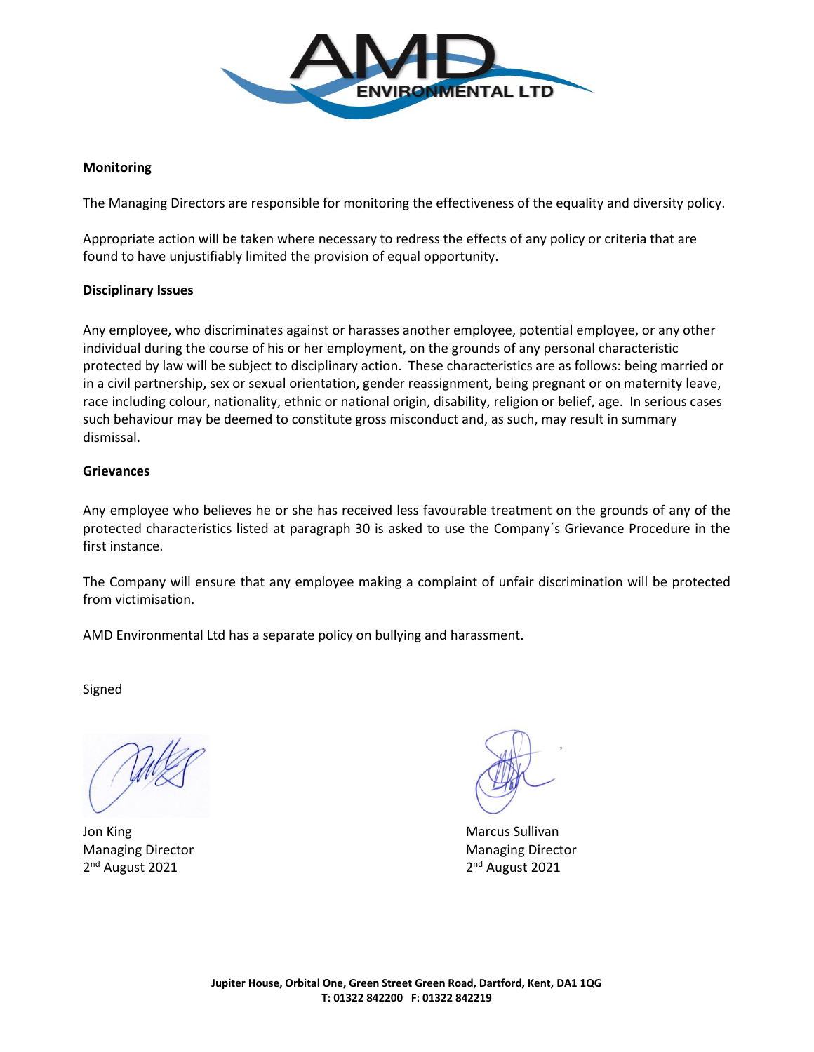**Monitoring**

The Managing Directors are responsible for monitoring the effectiveness of the equality and diversity policy.

Appropriate action will be taken where necessary to redress the effects of any policy or criteria that are found to have unjustifiably limited the provision of equal opportunity.

**Disciplinary Issues**

Any employee, who discriminates against or harasses another employee, potential employee, or any other individual during the course of his or her employment, on the grounds of any personal characteristic protected by law will be subject to disciplinary action. These characteristics are as follows: being married or in a civil partnership, sex or sexual orientation, gender reassignment, being pregnant or on maternity leave, race including colour, nationality, ethnic or national origin, disability, religion or belief, age. In serious cases such behaviour may be deemed to constitute gross misconduct and, as such, may result in summary dismissal.

**Grievances**

Any employee who believes he or she has received less favourable treatment on the grounds of any of the protected characteristics listed at paragraph 30 is asked to use the Company´s Grievance Procedure in the first instance.

The Company will ensure that any employee making a complaint of unfair discrimination will be protected from victimisation.

AMD Environmental Ltd has a separate policy on bullying and harassment.

Signed

Jon King
Managing Director
2nd August 2021

Marcus Sullivan
Managing Director
2nd August 2021

**Jupiter House, Orbital One, Green Street Green Road, Dartford, Kent, DA1 1QG**
**T: 01322 842200 F: 01322 842219**